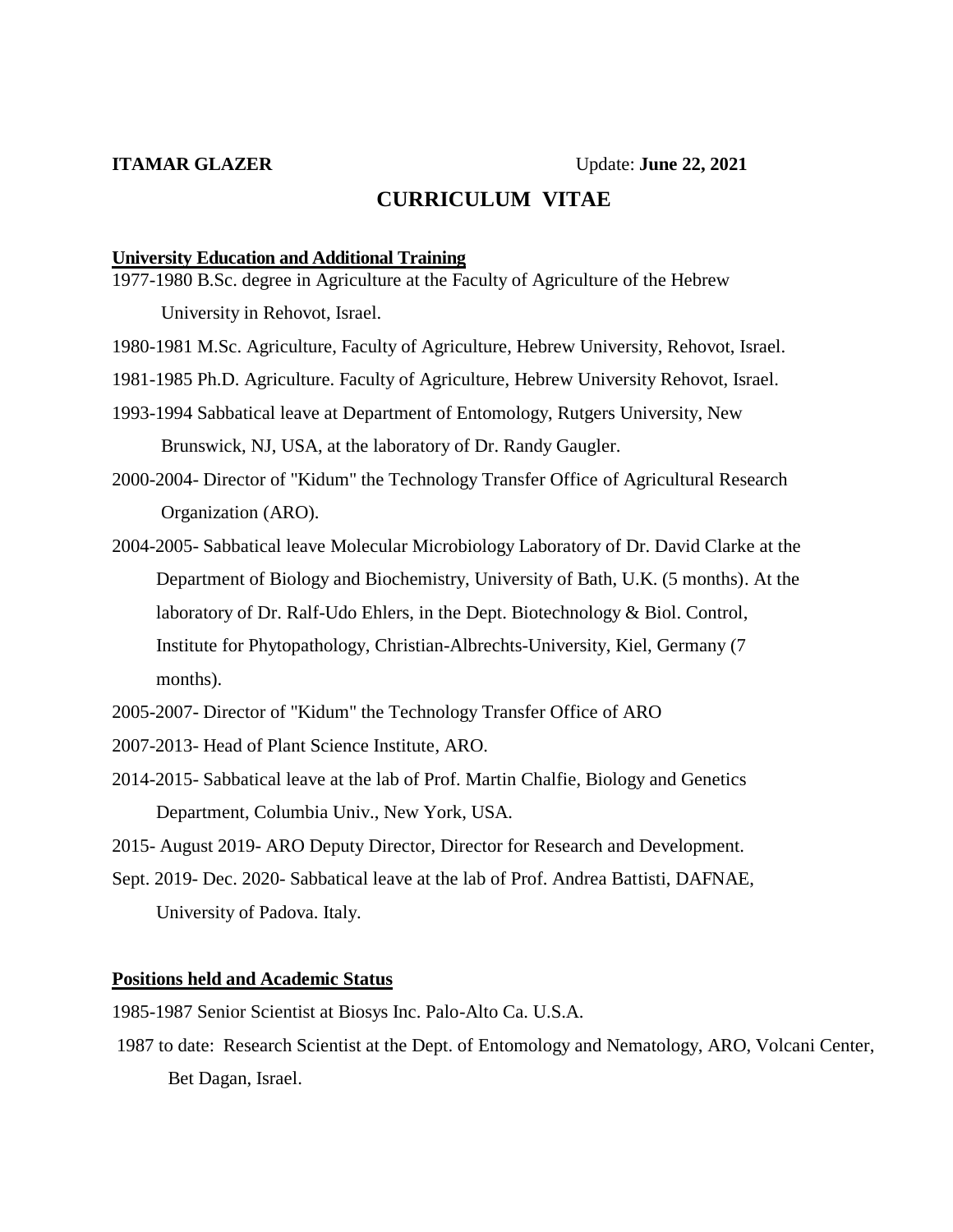**ITAMAR GLAZER** Update: **June 22, 2021**

# CURRICULUM VITAE

## University Education and Additional Training

1977-1980 B.Sc. degree in Agriculture at the Faculty of Agriculture of the Hebrew University in Rehovot, Israel.

1980-1981 M.Sc. Agriculture, Faculty of Agriculture, Hebrew University, Rehovot, Israel.

1981-1985 Ph.D. Agriculture. Faculty of Agriculture, Hebrew University Rehovot, Israel.

1993-1994 Sabbatical leave at Department of Entomology, Rutgers University, New Brunswick, NJ, USA, at the laboratory of Dr. Randy Gaugler.

2000-2004- Director of "Kidum" the Technology Transfer Office of Agricultural Research Organization (ARO).

2004-2005- Sabbatical leave Molecular Microbiology Laboratory of Dr. David Clarke at the Department of Biology and Biochemistry, University of Bath, U.K. (5 months). At the laboratory of Dr. Ralf-Udo Ehlers, in the Dept. Biotechnology & Biol. Control, Institute for Phytopathology, Christian-Albrechts-University, Kiel, Germany (7 months).

2005-2007- Director of "Kidum" the Technology Transfer Office of ARO

2007-2013- Head of Plant Science Institute, ARO.

2014-2015- Sabbatical leave at the lab of Prof. Martin Chalfie, Biology and Genetics Department, Columbia Univ., New York, USA.

2015- August 2019- ARO Deputy Director, Director for Research and Development.

Sept. 2019- Dec. 2020- Sabbatical leave at the lab of Prof. Andrea Battisti, DAFNAE, University of Padova. Italy.

## Positions held and Academic Status

1985-1987 Senior Scientist at Biosys Inc. Palo-Alto Ca. U.S.A.

1987 to date: Research Scientist at the Dept. of Entomology and Nematology, ARO, Volcani Center, Bet Dagan, Israel.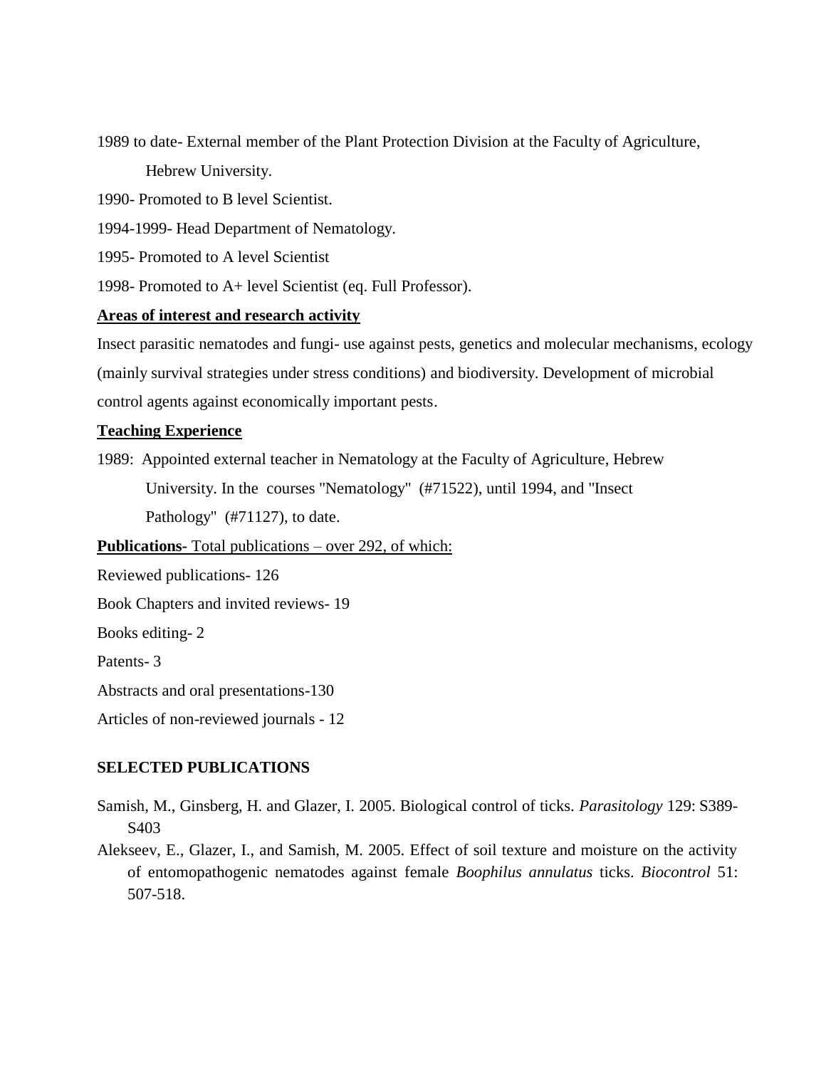1989 to date- External member of the Plant Protection Division at the Faculty of Agriculture, Hebrew University.

1990- Promoted to B level Scientist.

1994-1999- Head Department of Nematology.

1995- Promoted to A level Scientist

1998- Promoted to A+ level Scientist (eq. Full Professor).

**Areas of interest and research activity**

Insect parasitic nematodes and fungi- use against pests, genetics and molecular mechanisms, ecology (mainly survival strategies under stress conditions) and biodiversity. Development of microbial control agents against economically important pests.

**Teaching Experience**

1989: Appointed external teacher in Nematology at the Faculty of Agriculture, Hebrew University. In the courses "Nematology" (#71522), until 1994, and "Insect Pathology" (#71127), to date.

**Publications-** Total publications – over 292, of which:

Reviewed publications- 126

Book Chapters and invited reviews- 19

Books editing- 2

Patents- 3

Abstracts and oral presentations-130

Articles of non-reviewed journals - 12

**SELECTED PUBLICATIONS**

Samish, M., Ginsberg, H. and Glazer, I. 2005. Biological control of ticks. *Parasitology* 129: S389-S403

Alekseev, E., Glazer, I., and Samish, M. 2005. Effect of soil texture and moisture on the activity of entomopathogenic nematodes against female *Boophilus annulatus* ticks. *Biocontrol* 51: 507-518.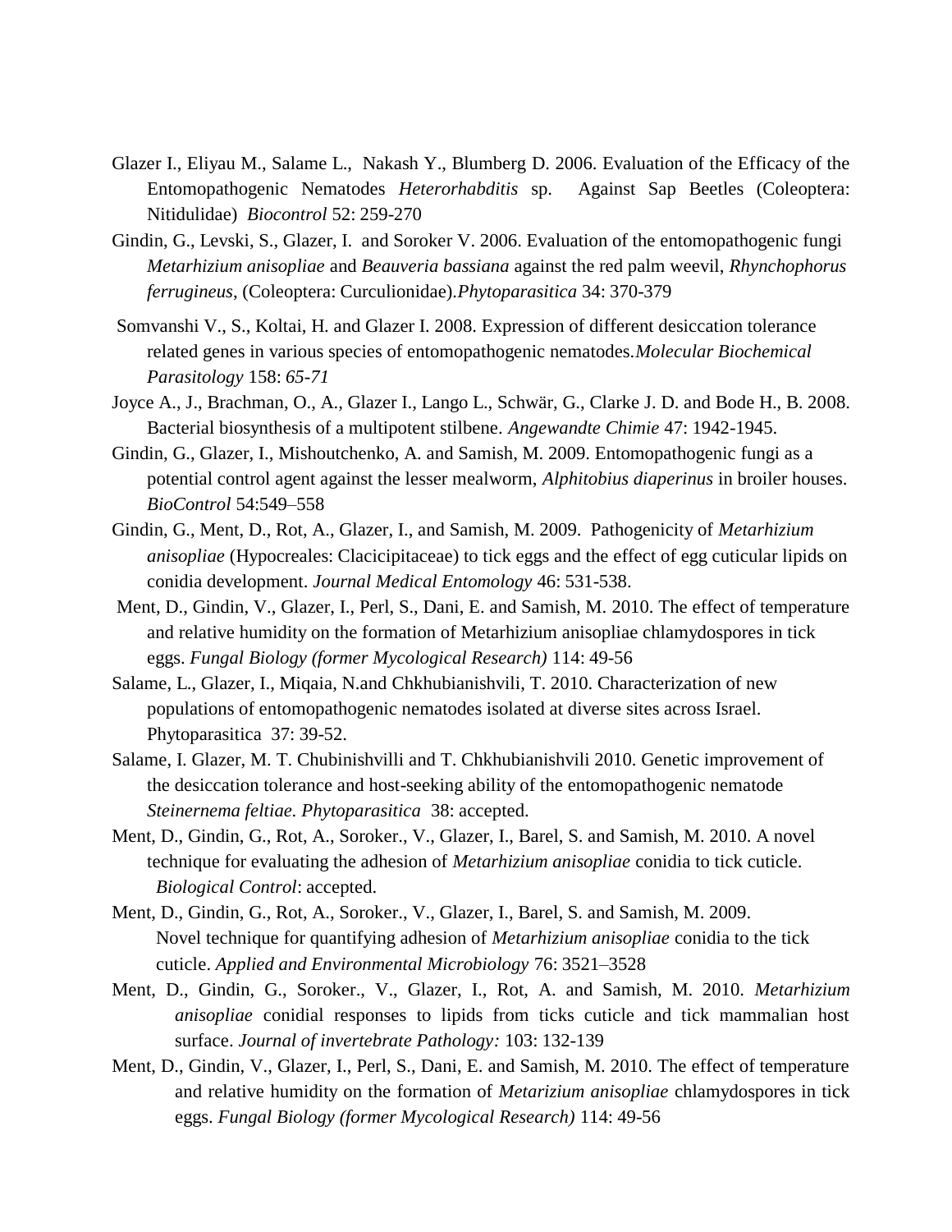Glazer I., Eliyau M., Salame L., Nakash Y., Blumberg D. 2006. Evaluation of the Efficacy of the Entomopathogenic Nematodes *Heterorhabditis* sp. Against Sap Beetles (Coleoptera: Nitidulidae) *Biocontrol* 52: 259-270

Gindin, G., Levski, S., Glazer, I. and Soroker V. 2006. Evaluation of the entomopathogenic fungi *Metarhizium anisopliae* and *Beauveria bassiana* against the red palm weevil, *Rhynchophorus ferrugineus*, (Coleoptera: Curculionidae).*Phytoparasitica* 34: 370-379

Somvanshi V., S., Koltai, H. and Glazer I. 2008. Expression of different desiccation tolerance related genes in various species of entomopathogenic nematodes.*Molecular Biochemical Parasitology* 158: *65-71*

Joyce A., J., Brachman, O., A., Glazer I., Lango L., Schwär, G., Clarke J. D. and Bode H., B. 2008. Bacterial biosynthesis of a multipotent stilbene. *Angewandte Chimie* 47: 1942-1945.

Gindin, G., Glazer, I., Mishoutchenko, A. and Samish, M. 2009. Entomopathogenic fungi as a potential control agent against the lesser mealworm, *Alphitobius diaperinus* in broiler houses. *BioControl* 54:549–558

Gindin, G., Ment, D., Rot, A., Glazer, I., and Samish, M. 2009. Pathogenicity of *Metarhizium anisopliae* (Hypocreales: Clacicipitaceae) to tick eggs and the effect of egg cuticular lipids on conidia development. *Journal Medical Entomology* 46: 531-538.

Ment, D., Gindin, V., Glazer, I., Perl, S., Dani, E. and Samish, M. 2010. The effect of temperature and relative humidity on the formation of Metarhizium anisopliae chlamydospores in tick eggs. *Fungal Biology (former Mycological Research)* 114: 49-56

Salame, L., Glazer, I., Miqaia, N.and Chkhubianishvili, T. 2010. Characterization of new populations of entomopathogenic nematodes isolated at diverse sites across Israel. Phytoparasitica 37: 39-52.

Salame, I. Glazer, M. T. Chubinishvilli and T. Chkhubianishvili 2010. Genetic improvement of the desiccation tolerance and host-seeking ability of the entomopathogenic nematode *Steinernema feltiae. Phytoparasitica* 38: accepted.

Ment, D., Gindin, G., Rot, A., Soroker., V., Glazer, I., Barel, S. and Samish, M. 2010. A novel technique for evaluating the adhesion of *Metarhizium anisopliae* conidia to tick cuticle. *Biological Control*: accepted.

Ment, D., Gindin, G., Rot, A., Soroker., V., Glazer, I., Barel, S. and Samish, M. 2009. Novel technique for quantifying adhesion of *Metarhizium anisopliae* conidia to the tick cuticle. *Applied and Environmental Microbiology* 76: 3521–3528

Ment, D., Gindin, G., Soroker., V., Glazer, I., Rot, A. and Samish, M. 2010. *Metarhizium anisopliae* conidial responses to lipids from ticks cuticle and tick mammalian host surface. *Journal of invertebrate Pathology:* 103: 132-139

Ment, D., Gindin, V., Glazer, I., Perl, S., Dani, E. and Samish, M. 2010. The effect of temperature and relative humidity on the formation of *Metarizium anisopliae* chlamydospores in tick eggs. *Fungal Biology (former Mycological Research)* 114: 49-56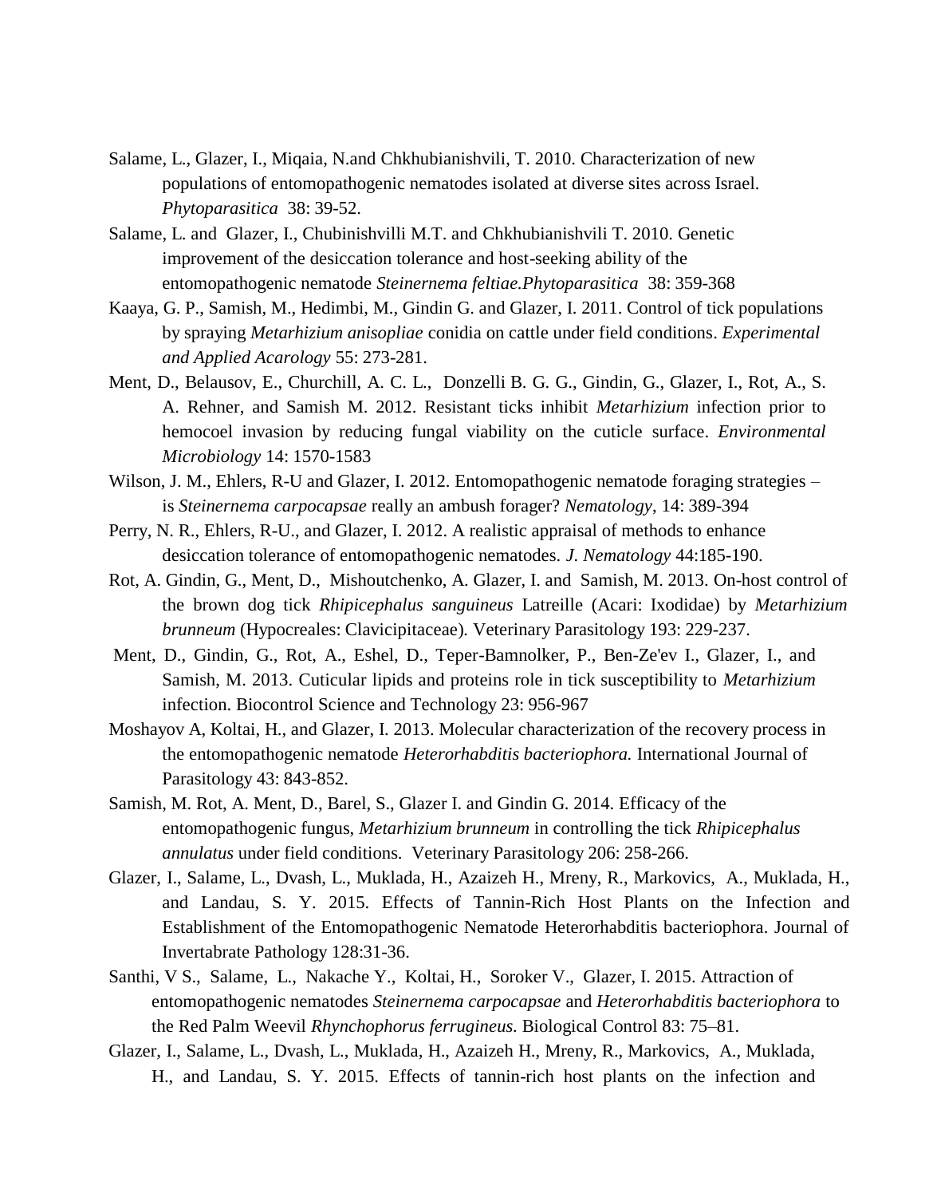Salame, L., Glazer, I., Miqaia, N.and Chkhubianishvili, T. 2010. Characterization of new populations of entomopathogenic nematodes isolated at diverse sites across Israel. *Phytoparasitica* 38: 39-52.

Salame, L. and Glazer, I., Chubinishvilli M.T. and Chkhubianishvili T. 2010. Genetic improvement of the desiccation tolerance and host-seeking ability of the entomopathogenic nematode *Steinernema feltiae.Phytoparasitica* 38: 359-368

Kaaya, G. P., Samish, M., Hedimbi, M., Gindin G. and Glazer, I. 2011. Control of tick populations by spraying *Metarhizium anisopliae* conidia on cattle under field conditions. *Experimental and Applied Acarology* 55: 273-281.

Ment, D., Belausov, E., Churchill, A. C. L., Donzelli B. G. G., Gindin, G., Glazer, I., Rot, A., S. A. Rehner, and Samish M. 2012. Resistant ticks inhibit *Metarhizium* infection prior to hemocoel invasion by reducing fungal viability on the cuticle surface. *Environmental Microbiology* 14: 1570-1583

Wilson, J. M., Ehlers, R-U and Glazer, I. 2012. Entomopathogenic nematode foraging strategies – is *Steinernema carpocapsae* really an ambush forager? *Nematology*, 14: 389-394

Perry, N. R., Ehlers, R-U., and Glazer, I. 2012. A realistic appraisal of methods to enhance desiccation tolerance of entomopathogenic nematodes. *J. Nematology* 44:185-190.

Rot, A. Gindin, G., Ment, D., Mishoutchenko, A. Glazer, I. and Samish, M. 2013. On-host control of the brown dog tick *Rhipicephalus sanguineus* Latreille (Acari: Ixodidae) by *Metarhizium brunneum* (Hypocreales: Clavicipitaceae). Veterinary Parasitology 193: 229-237.

Ment, D., Gindin, G., Rot, A., Eshel, D., Teper-Bamnolker, P., Ben-Ze'ev I., Glazer, I., and Samish, M. 2013. Cuticular lipids and proteins role in tick susceptibility to *Metarhizium* infection. Biocontrol Science and Technology 23: 956-967

Moshayov A, Koltai, H., and Glazer, I. 2013. Molecular characterization of the recovery process in the entomopathogenic nematode *Heterorhabditis bacteriophora.* International Journal of Parasitology 43: 843-852.

Samish, M. Rot, A. Ment, D., Barel, S., Glazer I. and Gindin G. 2014. Efficacy of the entomopathogenic fungus, *Metarhizium brunneum* in controlling the tick *Rhipicephalus annulatus* under field conditions. Veterinary Parasitology 206: 258-266.

Glazer, I., Salame, L., Dvash, L., Muklada, H., Azaizeh H., Mreny, R., Markovics, A., Muklada, H., and Landau, S. Y. 2015. Effects of Tannin-Rich Host Plants on the Infection and Establishment of the Entomopathogenic Nematode Heterorhabditis bacteriophora. Journal of Invertabrate Pathology 128:31-36.

Santhi, V S., Salame, L., Nakache Y., Koltai, H., Soroker V., Glazer, I. 2015. Attraction of entomopathogenic nematodes *Steinernema carpocapsae* and *Heterorhabditis bacteriophora* to the Red Palm Weevil *Rhynchophorus ferrugineus.* Biological Control 83: 75–81.

Glazer, I., Salame, L., Dvash, L., Muklada, H., Azaizeh H., Mreny, R., Markovics, A., Muklada, H., and Landau, S. Y. 2015. Effects of tannin-rich host plants on the infection and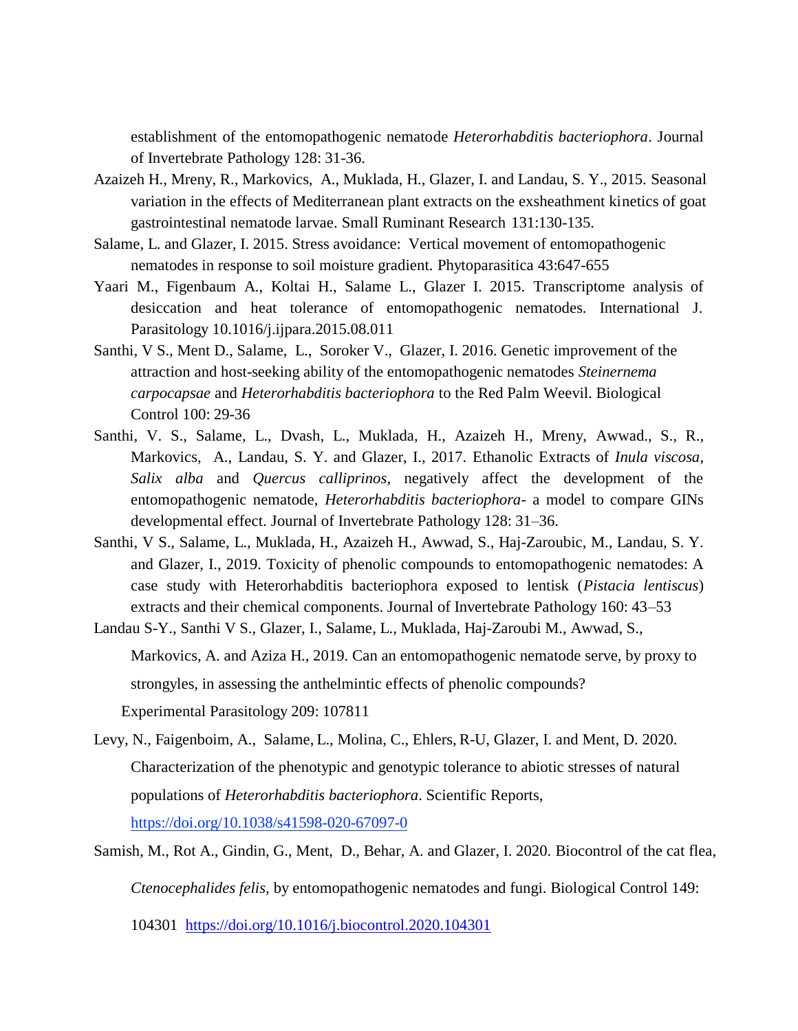establishment of the entomopathogenic nematode *Heterorhabditis bacteriophora*. Journal of Invertebrate Pathology 128: 31-36.

Azaizeh H., Mreny, R., Markovics, A., Muklada, H., Glazer, I. and Landau, S. Y., 2015. Seasonal variation in the effects of Mediterranean plant extracts on the exsheathment kinetics of goat gastrointestinal nematode larvae. Small Ruminant Research 131:130-135.

Salame, L. and Glazer, I. 2015. Stress avoidance: Vertical movement of entomopathogenic nematodes in response to soil moisture gradient. Phytoparasitica 43:647-655

Yaari M., Figenbaum A., Koltai H., Salame L., Glazer I. 2015. Transcriptome analysis of desiccation and heat tolerance of entomopathogenic nematodes. International J. Parasitology 10.1016/j.ijpara.2015.08.011

Santhi, V S., Ment D., Salame, L., Soroker V., Glazer, I. 2016. Genetic improvement of the attraction and host-seeking ability of the entomopathogenic nematodes *Steinernema carpocapsae* and *Heterorhabditis bacteriophora* to the Red Palm Weevil. Biological Control 100: 29-36

Santhi, V. S., Salame, L., Dvash, L., Muklada, H., Azaizeh H., Mreny, Awwad., S., R., Markovics, A., Landau, S. Y. and Glazer, I., 2017. Ethanolic Extracts of *Inula viscosa*, *Salix alba* and *Quercus calliprinos*, negatively affect the development of the entomopathogenic nematode, *Heterorhabditis bacteriophora*- a model to compare GINs developmental effect. Journal of Invertebrate Pathology 128: 31–36.

Santhi, V S., Salame, L., Muklada, H., Azaizeh H., Awwad, S., Haj-Zaroubic, M., Landau, S. Y. and Glazer, I., 2019. Toxicity of phenolic compounds to entomopathogenic nematodes: A case study with Heterorhabditis bacteriophora exposed to lentisk (*Pistacia lentiscus*) extracts and their chemical components. Journal of Invertebrate Pathology 160: 43–53

Landau S-Y., Santhi V S., Glazer, I., Salame, L., Muklada, Haj-Zaroubi M., Awwad, S., Markovics, A. and Aziza H., 2019. Can an entomopathogenic nematode serve, by proxy to strongyles, in assessing the anthelmintic effects of phenolic compounds? Experimental Parasitology 209: 107811

Levy, N., Faigenboim, A., Salame, L., Molina, C., Ehlers, R-U, Glazer, I. and Ment, D. 2020. Characterization of the phenotypic and genotypic tolerance to abiotic stresses of natural populations of *Heterorhabditis bacteriophora*. Scientific Reports, https://doi.org/10.1038/s41598-020-67097-0

Samish, M., Rot A., Gindin, G., Ment, D., Behar, A. and Glazer, I. 2020. Biocontrol of the cat flea, *Ctenocephalides felis*, by entomopathogenic nematodes and fungi. Biological Control 149: 104301 https://doi.org/10.1016/j.biocontrol.2020.104301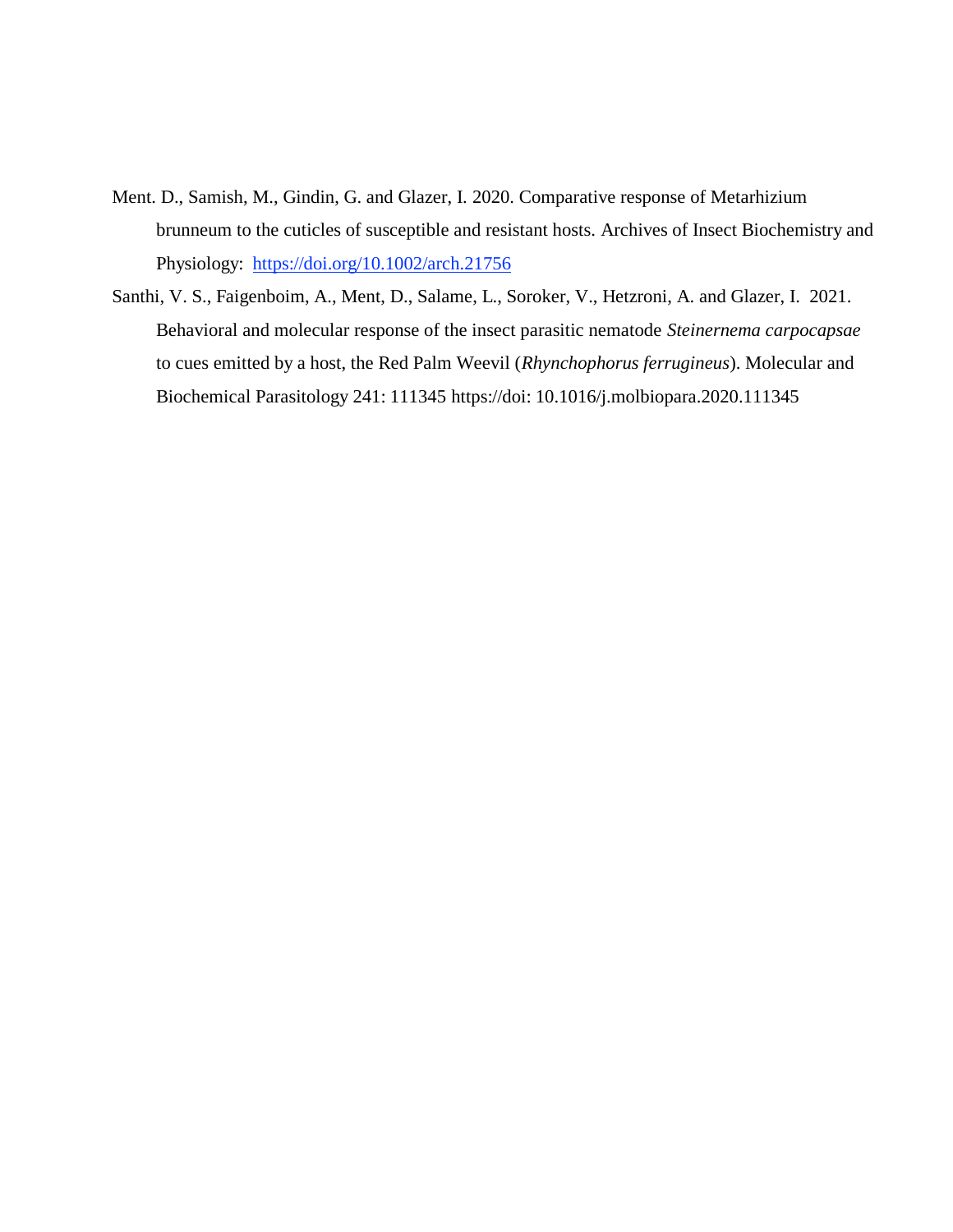Ment. D., Samish, M., Gindin, G. and Glazer, I. 2020. Comparative response of Metarhizium brunneum to the cuticles of susceptible and resistant hosts. Archives of Insect Biochemistry and Physiology: https://doi.org/10.1002/arch.21756

Santhi, V. S., Faigenboim, A., Ment, D., Salame, L., Soroker, V., Hetzroni, A. and Glazer, I. 2021. Behavioral and molecular response of the insect parasitic nematode *Steinernema carpocapsae* to cues emitted by a host, the Red Palm Weevil (*Rhynchophorus ferrugineus*). Molecular and Biochemical Parasitology 241: 111345 https://doi: 10.1016/j.molbiopara.2020.111345